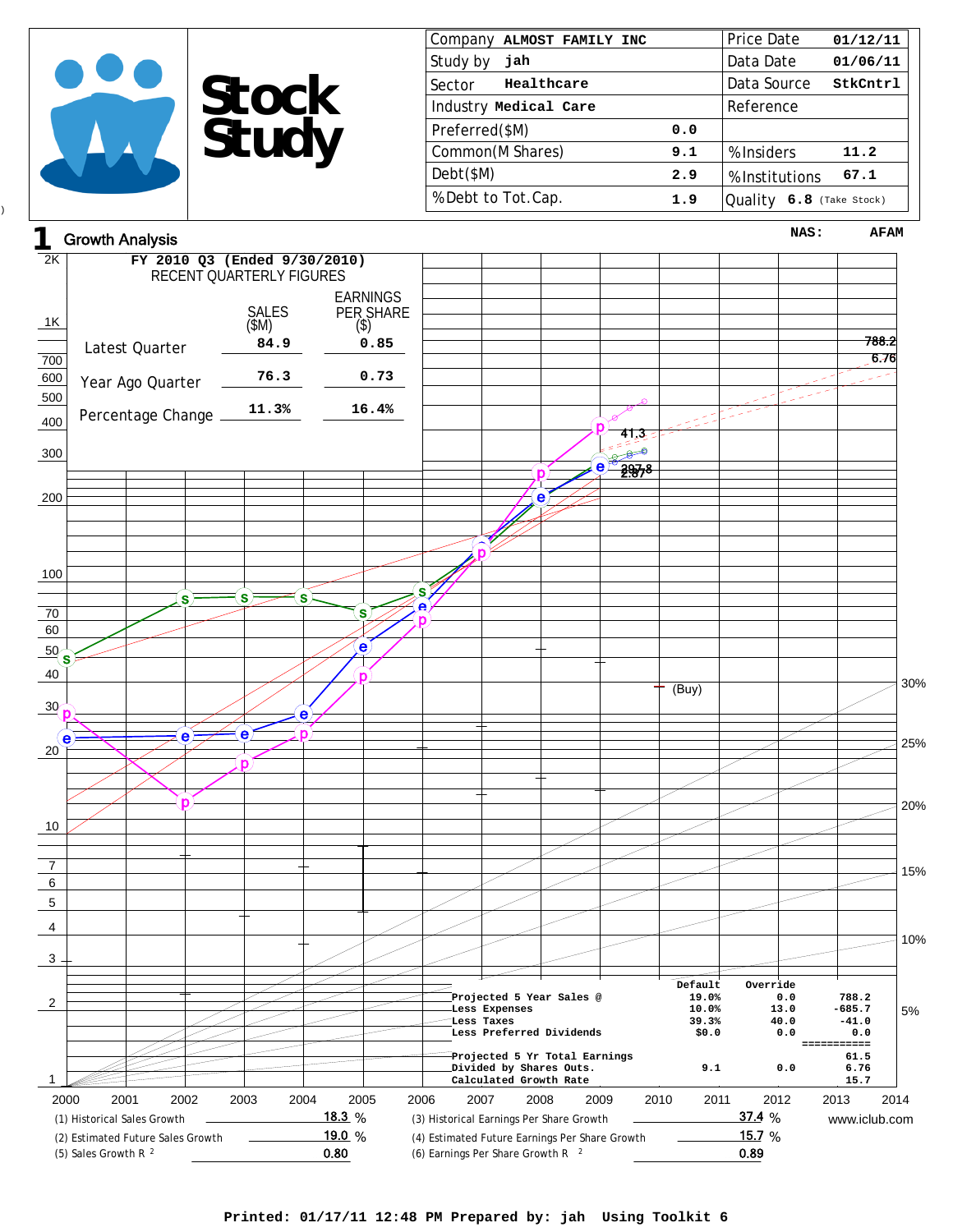# Stock Study

| | | | |
|---|---|---|---|
| Company | ALMOST FAMILY INC | Price Date | 01/12/11 |
| Study by | jah | Data Date | 01/06/11 |
| Sector | Healthcare | Data Source | StkCntrl |
| Industry | Medical Care | Reference | |
| Preferred($M) | 0.0 | | |
| Common(M Shares) | 9.1 | %Insiders | 11.2 |
| Debt($M) | 2.9 | %Institutions | 67.1 |
| %Debt to Tot.Cap. | 1.9 | Quality | 6.8 (Take Stock) |

## 1 Growth Analysis

NAS: AFAM

**FY 2010 Q3 (Ended 9/30/2010)**
RECENT QUARTERLY FIGURES

| | SALES ($M) | EARNINGS PER SHARE ($) |
|---|---|---|
| Latest Quarter | 84.9 | 0.85 |
| Year Ago Quarter | 76.3 | 0.73 |
| Percentage Change | 11.3% | 16.4% |

| | Default | Override | |
|---|---|---|---|
| Projected 5 Year Sales @ | 19.0% | 0.0 | 788.2 |
| Less Expenses | 10.0% | 13.0 | -685.7 |
| Less Taxes | 39.3% | 40.0 | -41.0 |
| Less Preferred Dividends | $0.0 | 0.0 | 0.0 |
| Projected 5 Yr Total Earnings | | | 61.5 |
| Divided by Shares Outs. | 9.1 | 0.0 | 6.76 |
| Calculated Growth Rate | | | 15.7 |

(Chart values: 788.2, 6.76, 41.3, 297.8, 2.87, (Buy))

| | | | |
|---|---|---|---|
| (1) Historical Sales Growth | 18.3 % | (3) Historical Earnings Per Share Growth | 37.4 % |
| (2) Estimated Future Sales Growth | 19.0 % | (4) Estimated Future Earnings Per Share Growth | 15.7 % |
| (5) Sales Growth $R^2$ | 0.80 | (6) Earnings Per Share Growth $R^2$ | 0.89 |

www.iclub.com

Printed: 01/17/11 12:48 PM Prepared by: jah Using Toolkit 6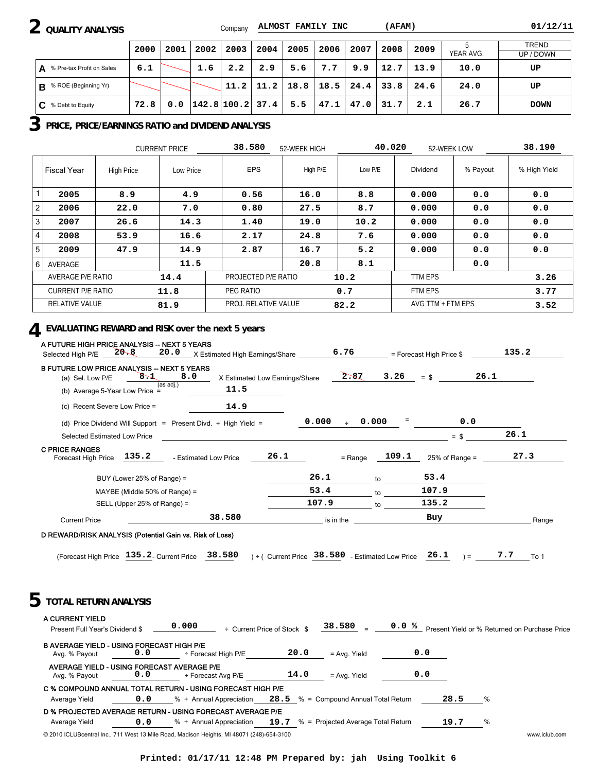## 2 QUALITY ANALYSIS

Company **ALMOST FAMILY INC (AFAM)** **01/12/11**

| | 2000 | 2001 | 2002 | 2003 | 2004 | 2005 | 2006 | 2007 | 2008 | 2009 | 5 YEAR AVG. | TREND UP / DOWN |
|---|---|---|---|---|---|---|---|---|---|---|---|---|
| **A** % Pre-tax Profit on Sales | 6.1 | | 1.6 | 2.2 | 2.9 | 5.6 | 7.7 | 9.9 | 12.7 | 13.9 | 10.0 | UP |
| **B** % ROE (Beginning Yr) | | | | 11.2 | 11.2 | 18.8 | 18.5 | 24.4 | 33.8 | 24.6 | 24.0 | UP |
| **C** % Debt to Equity | 72.8 | 0.0 | 142.8 | 100.2 | 37.4 | 5.5 | 47.1 | 47.0 | 31.7 | 2.1 | 26.7 | DOWN |

## 3 PRICE, PRICE/EARNINGS RATIO and DIVIDEND ANALYSIS

CURRENT PRICE 38.580 | 52-WEEK HIGH 40.020 | 52-WEEK LOW 38.190

| | Fiscal Year | High Price | Low Price | EPS | High P/E | Low P/E | Dividend | % Payout | % High Yield |
|---|---|---|---|---|---|---|---|---|---|
| 1 | 2005 | 8.9 | 4.9 | 0.56 | 16.0 | 8.8 | 0.000 | 0.0 | 0.0 |
| 2 | 2006 | 22.0 | 7.0 | 0.80 | 27.5 | 8.7 | 0.000 | 0.0 | 0.0 |
| 3 | 2007 | 26.6 | 14.3 | 1.40 | 19.0 | 10.2 | 0.000 | 0.0 | 0.0 |
| 4 | 2008 | 53.9 | 16.6 | 2.17 | 24.8 | 7.6 | 0.000 | 0.0 | 0.0 |
| 5 | 2009 | 47.9 | 14.9 | 2.87 | 16.7 | 5.2 | 0.000 | 0.0 | 0.0 |
| 6 | AVERAGE | | 11.5 | | 20.8 | 8.1 | | 0.0 | |

| | | | | | |
|---|---|---|---|---|---|
| AVERAGE P/E RATIO | 14.4 | PROJECTED P/E RATIO | 10.2 | TTM EPS | 3.26 |
| CURRENT P/E RATIO | 11.8 | PEG RATIO | 0.7 | FTM EPS | 3.77 |
| RELATIVE VALUE | 81.9 | PROJ. RELATIVE VALUE | 82.2 | AVG TTM + FTM EPS | 3.52 |

## 4 EVALUATING REWARD and RISK over the next 5 years

**A FUTURE HIGH PRICE ANALYSIS -- NEXT 5 YEARS**

Selected High P/E ~~20.8~~ 20.0 X Estimated High Earnings/Share 6.76 = Forecast High Price $ 135.2

**B FUTURE LOW PRICE ANALYSIS -- NEXT 5 YEARS**

(a) Sel. Low P/E ~~8.1~~ 8.0 (as adj.) X Estimated Low Earnings/Share ~~2.87~~ 3.26 = $ 26.1

(b) Average 5-Year Low Price = 11.5

(c) Recent Severe Low Price = 14.9

(d) Price Dividend Will Support = Present Divd. ÷ High Yield = 0.000 ÷ 0.000 = 0.0

Selected Estimated Low Price = $ 26.1

**C PRICE RANGES**

Forecast High Price 135.2 - Estimated Low Price 26.1 = Range 109.1 25% of Range = 27.3

BUY (Lower 25% of Range) = 26.1 to 53.4

MAYBE (Middle 50% of Range) = 53.4 to 107.9

SELL (Upper 25% of Range) = 107.9 to 135.2

Current Price 38.580 is in the Buy Range

**D REWARD/RISK ANALYSIS (Potential Gain vs. Risk of Loss)**

(Forecast High Price 135.2 - Current Price 38.580 ) ÷ ( Current Price 38.580 - Estimated Low Price 26.1 ) = 7.7 To 1

## 5 TOTAL RETURN ANALYSIS

**A CURRENT YIELD**

Present Full Year's Dividend $ 0.000 ÷ Current Price of Stock $ 38.580 = 0.0 % Present Yield or % Returned on Purchase Price

**B AVERAGE YIELD - USING FORECAST HIGH P/E**

Avg. % Payout 0.0 ÷ Forecast High P/E 20.0 = Avg. Yield 0.0

**AVERAGE YIELD - USING FORECAST AVERAGE P/E**

Avg. % Payout 0.0 ÷ Forecast Avg P/E 14.0 = Avg. Yield 0.0

**C % COMPOUND ANNUAL TOTAL RETURN - USING FORECAST HIGH P/E**

Average Yield 0.0 % + Annual Appreciation 28.5 % = Compound Annual Total Return 28.5 %

**D % PROJECTED AVERAGE RETURN - USING FORECAST AVERAGE P/E**

Average Yield 0.0 % + Annual Appreciation 19.7 % = Projected Average Total Return 19.7 %

© 2010 ICLUBcentral Inc., 711 West 13 Mile Road, Madison Heights, MI 48071 (248)-654-3100 www.iclub.com

Printed: 01/17/11 12:48 PM Prepared by: jah Using Toolkit 6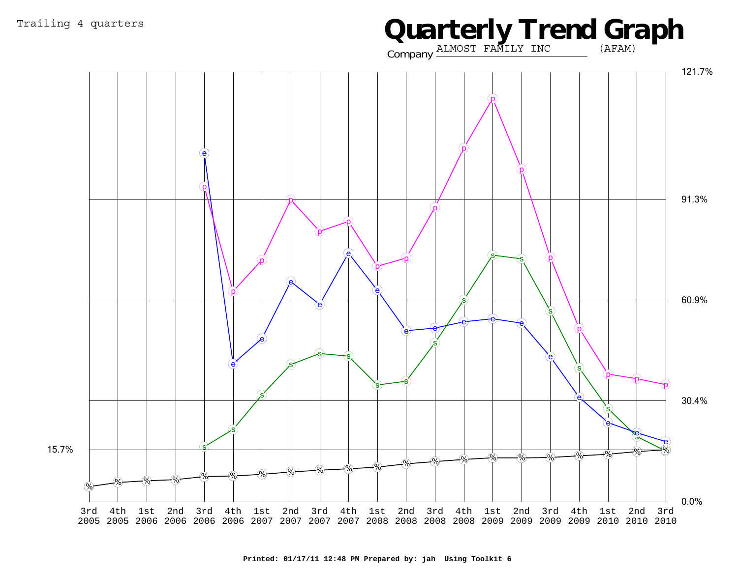Trailing 4 quarters

# Quarterly Trend Graph

Company ALMOST FAMILY INC (AFAM)

121.7%

91.3%

60.9%

30.4%

15.7%

0.0%

3rd 2005
4th 2005
1st 2006
2nd 2006
3rd 2006
4th 2006
1st 2007
2nd 2007
3rd 2007
4th 2007
1st 2008
2nd 2008
3rd 2008
4th 2008
1st 2009
2nd 2009
3rd 2009
4th 2009
1st 2010
2nd 2010
3rd 2010

**Printed: 01/17/11 12:48 PM Prepared by: jah Using Toolkit 6**